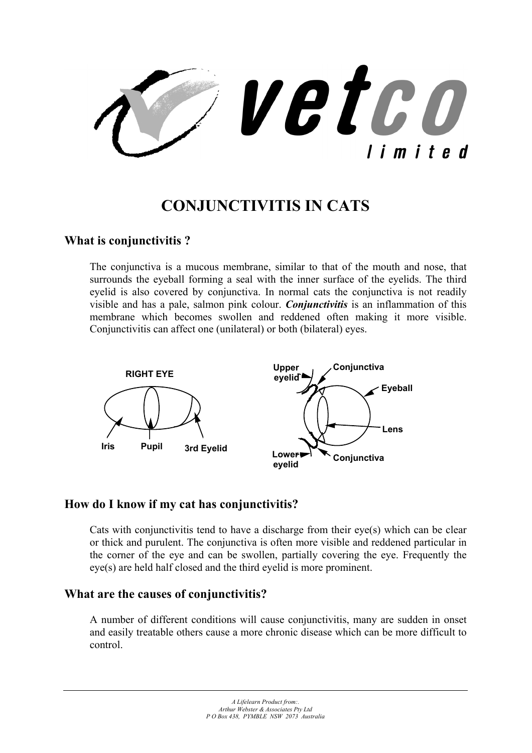# CONJUNCTIVITIS IN CATS

## What is conjunctivitis ?

The conjunctiva is a mucous membrane, similar to that of the mouth and nose, that surrounds the eyeball forming a seal with the inner surface of the eyelids. The third eyelid is also covered by conjunctiva. In normal cats the conjunctiva is not readily visible and has a pale, salmon pink colour. ***Conjunctivitis*** is an inflammation of this membrane which becomes swollen and reddened often making it more visible. Conjunctivitis can affect one (unilateral) or both (bilateral) eyes.

## How do I know if my cat has conjunctivitis?

Cats with conjunctivitis tend to have a discharge from their eye(s) which can be clear or thick and purulent. The conjunctiva is often more visible and reddened particular in the corner of the eye and can be swollen, partially covering the eye. Frequently the eye(s) are held half closed and the third eyelid is more prominent.

## What are the causes of conjunctivitis?

A number of different conditions will cause conjunctivitis, many are sudden in onset and easily treatable others cause a more chronic disease which can be more difficult to control.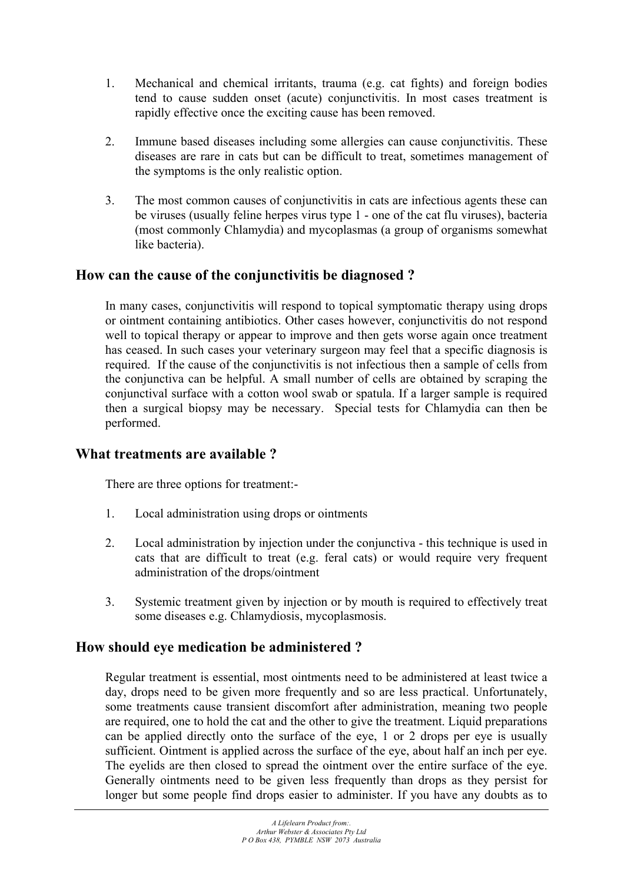1. Mechanical and chemical irritants, trauma (e.g. cat fights) and foreign bodies tend to cause sudden onset (acute) conjunctivitis. In most cases treatment is rapidly effective once the exciting cause has been removed.

2. Immune based diseases including some allergies can cause conjunctivitis. These diseases are rare in cats but can be difficult to treat, sometimes management of the symptoms is the only realistic option.

3. The most common causes of conjunctivitis in cats are infectious agents these can be viruses (usually feline herpes virus type 1 - one of the cat flu viruses), bacteria (most commonly Chlamydia) and mycoplasmas (a group of organisms somewhat like bacteria).

## How can the cause of the conjunctivitis be diagnosed ?

In many cases, conjunctivitis will respond to topical symptomatic therapy using drops or ointment containing antibiotics. Other cases however, conjunctivitis do not respond well to topical therapy or appear to improve and then gets worse again once treatment has ceased. In such cases your veterinary surgeon may feel that a specific diagnosis is required. If the cause of the conjunctivitis is not infectious then a sample of cells from the conjunctiva can be helpful. A small number of cells are obtained by scraping the conjunctival surface with a cotton wool swab or spatula. If a larger sample is required then a surgical biopsy may be necessary. Special tests for Chlamydia can then be performed.

## What treatments are available ?

There are three options for treatment:-

1. Local administration using drops or ointments

2. Local administration by injection under the conjunctiva - this technique is used in cats that are difficult to treat (e.g. feral cats) or would require very frequent administration of the drops/ointment

3. Systemic treatment given by injection or by mouth is required to effectively treat some diseases e.g. Chlamydiosis, mycoplasmosis.

## How should eye medication be administered ?

Regular treatment is essential, most ointments need to be administered at least twice a day, drops need to be given more frequently and so are less practical. Unfortunately, some treatments cause transient discomfort after administration, meaning two people are required, one to hold the cat and the other to give the treatment. Liquid preparations can be applied directly onto the surface of the eye, 1 or 2 drops per eye is usually sufficient. Ointment is applied across the surface of the eye, about half an inch per eye. The eyelids are then closed to spread the ointment over the entire surface of the eye. Generally ointments need to be given less frequently than drops as they persist for longer but some people find drops easier to administer. If you have any doubts as to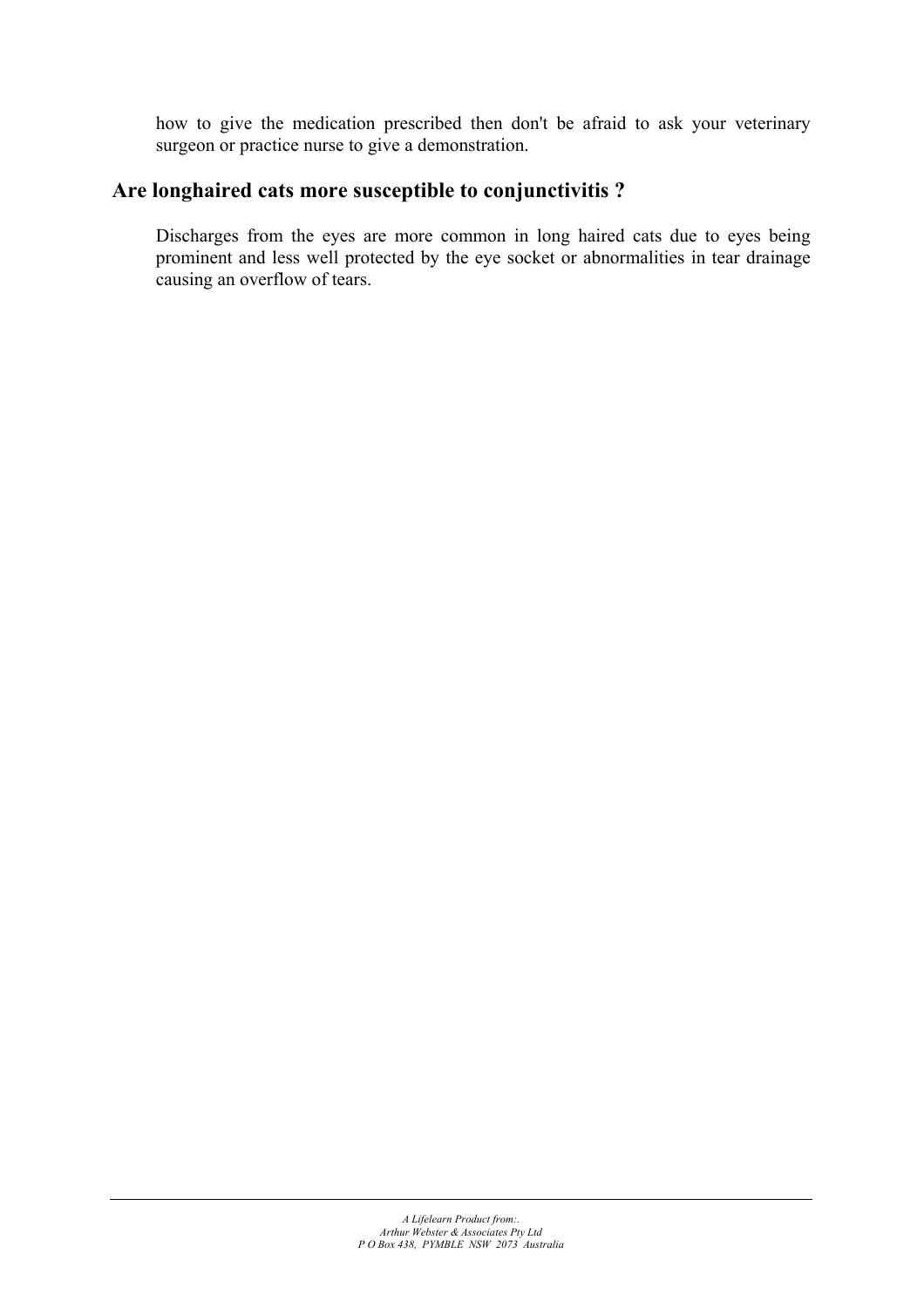how to give the medication prescribed then don't be afraid to ask your veterinary surgeon or practice nurse to give a demonstration.

## Are longhaired cats more susceptible to conjunctivitis ?

Discharges from the eyes are more common in long haired cats due to eyes being prominent and less well protected by the eye socket or abnormalities in tear drainage causing an overflow of tears.